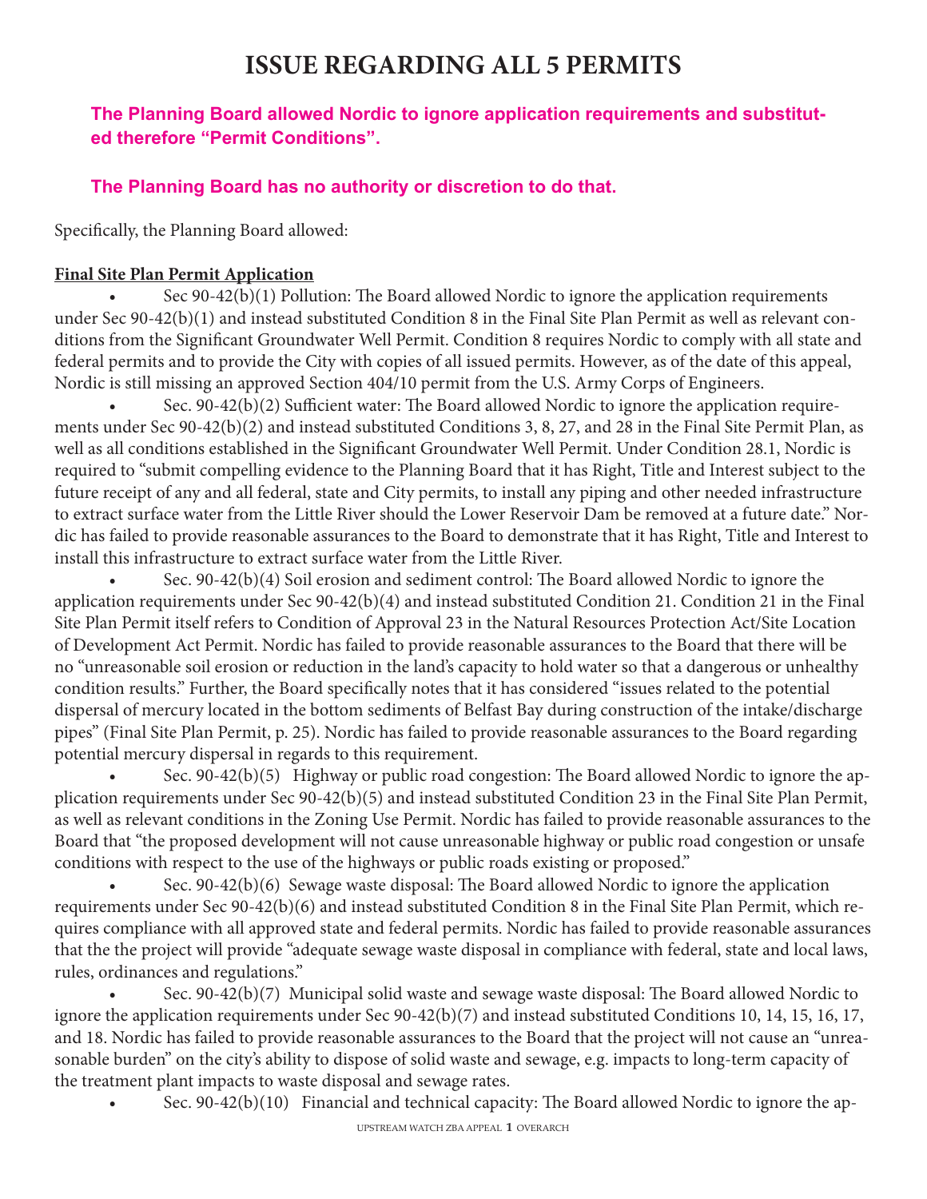# ISSUE REGARDING ALL 5 PERMITS

**The Planning Board allowed Nordic to ignore application requirements and substituted therefore "Permit Conditions".**

**The Planning Board has no authority or discretion to do that.**

Specifically, the Planning Board allowed:

**Final Site Plan Permit Application**

- Sec 90-42(b)(1) Pollution: The Board allowed Nordic to ignore the application requirements under Sec 90-42(b)(1) and instead substituted Condition 8 in the Final Site Plan Permit as well as relevant conditions from the Significant Groundwater Well Permit. Condition 8 requires Nordic to comply with all state and federal permits and to provide the City with copies of all issued permits. However, as of the date of this appeal, Nordic is still missing an approved Section 404/10 permit from the U.S. Army Corps of Engineers.
- Sec. 90-42(b)(2) Sufficient water: The Board allowed Nordic to ignore the application requirements under Sec 90-42(b)(2) and instead substituted Conditions 3, 8, 27, and 28 in the Final Site Permit Plan, as well as all conditions established in the Significant Groundwater Well Permit. Under Condition 28.1, Nordic is required to "submit compelling evidence to the Planning Board that it has Right, Title and Interest subject to the future receipt of any and all federal, state and City permits, to install any piping and other needed infrastructure to extract surface water from the Little River should the Lower Reservoir Dam be removed at a future date." Nordic has failed to provide reasonable assurances to the Board to demonstrate that it has Right, Title and Interest to install this infrastructure to extract surface water from the Little River.
- Sec. 90-42(b)(4) Soil erosion and sediment control: The Board allowed Nordic to ignore the application requirements under Sec 90-42(b)(4) and instead substituted Condition 21. Condition 21 in the Final Site Plan Permit itself refers to Condition of Approval 23 in the Natural Resources Protection Act/Site Location of Development Act Permit. Nordic has failed to provide reasonable assurances to the Board that there will be no "unreasonable soil erosion or reduction in the land's capacity to hold water so that a dangerous or unhealthy condition results." Further, the Board specifically notes that it has considered "issues related to the potential dispersal of mercury located in the bottom sediments of Belfast Bay during construction of the intake/discharge pipes" (Final Site Plan Permit, p. 25). Nordic has failed to provide reasonable assurances to the Board regarding potential mercury dispersal in regards to this requirement.
- Sec. 90-42(b)(5) Highway or public road congestion: The Board allowed Nordic to ignore the application requirements under Sec 90-42(b)(5) and instead substituted Condition 23 in the Final Site Plan Permit, as well as relevant conditions in the Zoning Use Permit. Nordic has failed to provide reasonable assurances to the Board that "the proposed development will not cause unreasonable highway or public road congestion or unsafe conditions with respect to the use of the highways or public roads existing or proposed."
- Sec. 90-42(b)(6) Sewage waste disposal: The Board allowed Nordic to ignore the application requirements under Sec 90-42(b)(6) and instead substituted Condition 8 in the Final Site Plan Permit, which requires compliance with all approved state and federal permits. Nordic has failed to provide reasonable assurances that the the project will provide "adequate sewage waste disposal in compliance with federal, state and local laws, rules, ordinances and regulations."
- Sec. 90-42(b)(7) Municipal solid waste and sewage waste disposal: The Board allowed Nordic to ignore the application requirements under Sec 90-42(b)(7) and instead substituted Conditions 10, 14, 15, 16, 17, and 18. Nordic has failed to provide reasonable assurances to the Board that the project will not cause an "unreasonable burden" on the city's ability to dispose of solid waste and sewage, e.g. impacts to long-term capacity of the treatment plant impacts to waste disposal and sewage rates.
- Sec. 90-42(b)(10) Financial and technical capacity: The Board allowed Nordic to ignore the ap-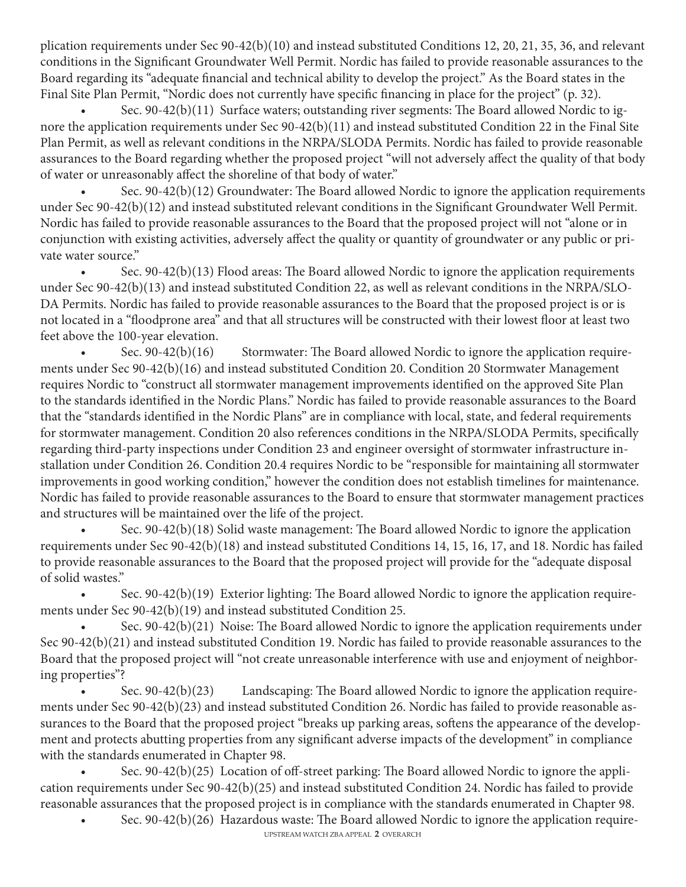plication requirements under Sec 90-42(b)(10) and instead substituted Conditions 12, 20, 21, 35, 36, and relevant conditions in the Significant Groundwater Well Permit. Nordic has failed to provide reasonable assurances to the Board regarding its "adequate financial and technical ability to develop the project." As the Board states in the Final Site Plan Permit, "Nordic does not currently have specific financing in place for the project" (p. 32).

- Sec. 90-42(b)(11) Surface waters; outstanding river segments: The Board allowed Nordic to ignore the application requirements under Sec 90-42(b)(11) and instead substituted Condition 22 in the Final Site Plan Permit, as well as relevant conditions in the NRPA/SLODA Permits. Nordic has failed to provide reasonable assurances to the Board regarding whether the proposed project "will not adversely affect the quality of that body of water or unreasonably affect the shoreline of that body of water."
- Sec. 90-42(b)(12) Groundwater: The Board allowed Nordic to ignore the application requirements under Sec 90-42(b)(12) and instead substituted relevant conditions in the Significant Groundwater Well Permit. Nordic has failed to provide reasonable assurances to the Board that the proposed project will not "alone or in conjunction with existing activities, adversely affect the quality or quantity of groundwater or any public or private water source."
- Sec. 90-42(b)(13) Flood areas: The Board allowed Nordic to ignore the application requirements under Sec 90-42(b)(13) and instead substituted Condition 22, as well as relevant conditions in the NRPA/SLODA Permits. Nordic has failed to provide reasonable assurances to the Board that the proposed project is or is not located in a "floodprone area" and that all structures will be constructed with their lowest floor at least two feet above the 100-year elevation.
- Sec. 90-42(b)(16) Stormwater: The Board allowed Nordic to ignore the application requirements under Sec 90-42(b)(16) and instead substituted Condition 20. Condition 20 Stormwater Management requires Nordic to "construct all stormwater management improvements identified on the approved Site Plan to the standards identified in the Nordic Plans." Nordic has failed to provide reasonable assurances to the Board that the "standards identified in the Nordic Plans" are in compliance with local, state, and federal requirements for stormwater management. Condition 20 also references conditions in the NRPA/SLODA Permits, specifically regarding third-party inspections under Condition 23 and engineer oversight of stormwater infrastructure installation under Condition 26. Condition 20.4 requires Nordic to be "responsible for maintaining all stormwater improvements in good working condition," however the condition does not establish timelines for maintenance. Nordic has failed to provide reasonable assurances to the Board to ensure that stormwater management practices and structures will be maintained over the life of the project.
- Sec. 90-42(b)(18) Solid waste management: The Board allowed Nordic to ignore the application requirements under Sec 90-42(b)(18) and instead substituted Conditions 14, 15, 16, 17, and 18. Nordic has failed to provide reasonable assurances to the Board that the proposed project will provide for the "adequate disposal of solid wastes."
- Sec. 90-42(b)(19) Exterior lighting: The Board allowed Nordic to ignore the application requirements under Sec 90-42(b)(19) and instead substituted Condition 25.
- Sec. 90-42(b)(21) Noise: The Board allowed Nordic to ignore the application requirements under Sec 90-42(b)(21) and instead substituted Condition 19. Nordic has failed to provide reasonable assurances to the Board that the proposed project will "not create unreasonable interference with use and enjoyment of neighboring properties"?
- Sec. 90-42(b)(23) Landscaping: The Board allowed Nordic to ignore the application requirements under Sec 90-42(b)(23) and instead substituted Condition 26. Nordic has failed to provide reasonable assurances to the Board that the proposed project "breaks up parking areas, softens the appearance of the development and protects abutting properties from any significant adverse impacts of the development" in compliance with the standards enumerated in Chapter 98.
- Sec. 90-42(b)(25) Location of off-street parking: The Board allowed Nordic to ignore the application requirements under Sec 90-42(b)(25) and instead substituted Condition 24. Nordic has failed to provide reasonable assurances that the proposed project is in compliance with the standards enumerated in Chapter 98.
- Sec. 90-42(b)(26) Hazardous waste: The Board allowed Nordic to ignore the application require-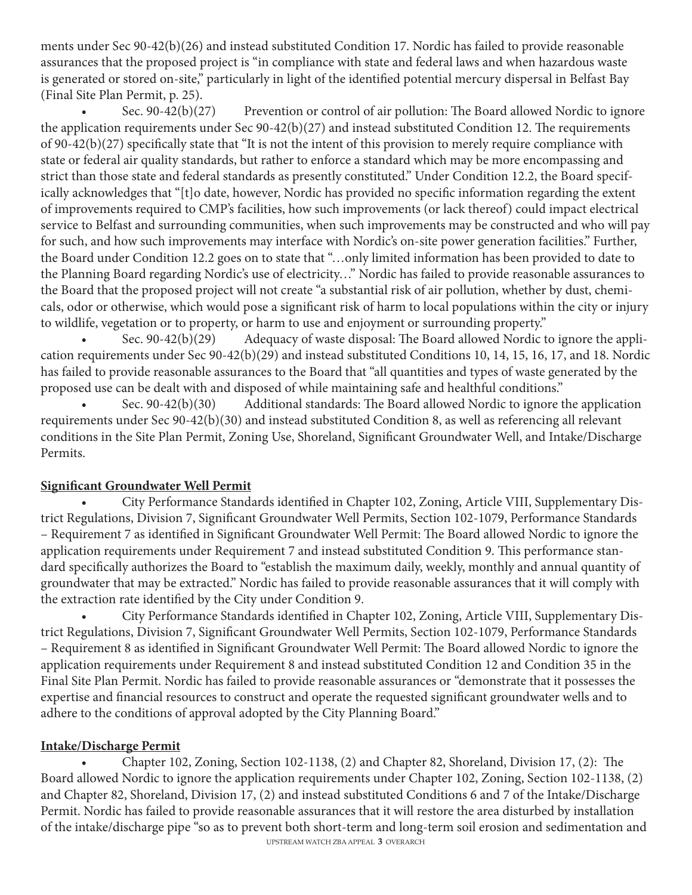ments under Sec 90-42(b)(26) and instead substituted Condition 17. Nordic has failed to provide reasonable assurances that the proposed project is "in compliance with state and federal laws and when hazardous waste is generated or stored on-site," particularly in light of the identified potential mercury dispersal in Belfast Bay (Final Site Plan Permit, p. 25).

- Sec. 90-42(b)(27) Prevention or control of air pollution: The Board allowed Nordic to ignore the application requirements under Sec 90-42(b)(27) and instead substituted Condition 12. The requirements of 90-42(b)(27) specifically state that "It is not the intent of this provision to merely require compliance with state or federal air quality standards, but rather to enforce a standard which may be more encompassing and strict than those state and federal standards as presently constituted." Under Condition 12.2, the Board specifically acknowledges that "[t]o date, however, Nordic has provided no specific information regarding the extent of improvements required to CMP's facilities, how such improvements (or lack thereof) could impact electrical service to Belfast and surrounding communities, when such improvements may be constructed and who will pay for such, and how such improvements may interface with Nordic's on-site power generation facilities." Further, the Board under Condition 12.2 goes on to state that "…only limited information has been provided to date to the Planning Board regarding Nordic's use of electricity…" Nordic has failed to provide reasonable assurances to the Board that the proposed project will not create "a substantial risk of air pollution, whether by dust, chemicals, odor or otherwise, which would pose a significant risk of harm to local populations within the city or injury to wildlife, vegetation or to property, or harm to use and enjoyment or surrounding property."
- Sec. 90-42(b)(29) Adequacy of waste disposal: The Board allowed Nordic to ignore the application requirements under Sec 90-42(b)(29) and instead substituted Conditions 10, 14, 15, 16, 17, and 18. Nordic has failed to provide reasonable assurances to the Board that "all quantities and types of waste generated by the proposed use can be dealt with and disposed of while maintaining safe and healthful conditions."
- Sec. 90-42(b)(30) Additional standards: The Board allowed Nordic to ignore the application requirements under Sec 90-42(b)(30) and instead substituted Condition 8, as well as referencing all relevant conditions in the Site Plan Permit, Zoning Use, Shoreland, Significant Groundwater Well, and Intake/Discharge Permits.

**Significant Groundwater Well Permit**

- City Performance Standards identified in Chapter 102, Zoning, Article VIII, Supplementary District Regulations, Division 7, Significant Groundwater Well Permits, Section 102-1079, Performance Standards – Requirement 7 as identified in Significant Groundwater Well Permit: The Board allowed Nordic to ignore the application requirements under Requirement 7 and instead substituted Condition 9. This performance standard specifically authorizes the Board to "establish the maximum daily, weekly, monthly and annual quantity of groundwater that may be extracted." Nordic has failed to provide reasonable assurances that it will comply with the extraction rate identified by the City under Condition 9.
- City Performance Standards identified in Chapter 102, Zoning, Article VIII, Supplementary District Regulations, Division 7, Significant Groundwater Well Permits, Section 102-1079, Performance Standards – Requirement 8 as identified in Significant Groundwater Well Permit: The Board allowed Nordic to ignore the application requirements under Requirement 8 and instead substituted Condition 12 and Condition 35 in the Final Site Plan Permit. Nordic has failed to provide reasonable assurances or "demonstrate that it possesses the expertise and financial resources to construct and operate the requested significant groundwater wells and to adhere to the conditions of approval adopted by the City Planning Board."

**Intake/Discharge Permit**

- Chapter 102, Zoning, Section 102-1138, (2) and Chapter 82, Shoreland, Division 17, (2): The Board allowed Nordic to ignore the application requirements under Chapter 102, Zoning, Section 102-1138, (2) and Chapter 82, Shoreland, Division 17, (2) and instead substituted Conditions 6 and 7 of the Intake/Discharge Permit. Nordic has failed to provide reasonable assurances that it will restore the area disturbed by installation of the intake/discharge pipe "so as to prevent both short-term and long-term soil erosion and sedimentation and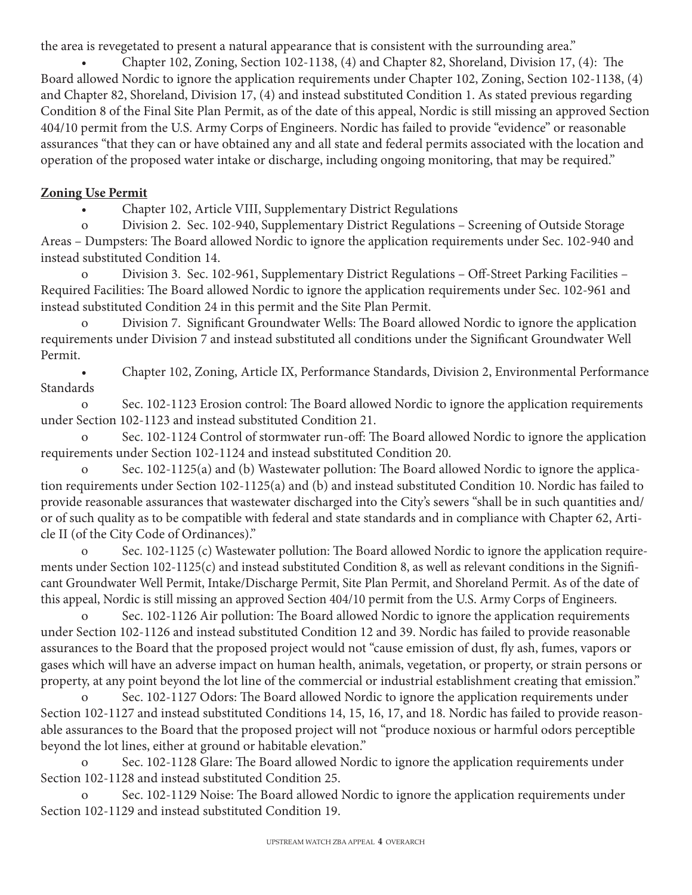the area is revegetated to present a natural appearance that is consistent with the surrounding area."

- Chapter 102, Zoning, Section 102-1138, (4) and Chapter 82, Shoreland, Division 17, (4): The Board allowed Nordic to ignore the application requirements under Chapter 102, Zoning, Section 102-1138, (4) and Chapter 82, Shoreland, Division 17, (4) and instead substituted Condition 1. As stated previous regarding Condition 8 of the Final Site Plan Permit, as of the date of this appeal, Nordic is still missing an approved Section 404/10 permit from the U.S. Army Corps of Engineers. Nordic has failed to provide "evidence" or reasonable assurances "that they can or have obtained any and all state and federal permits associated with the location and operation of the proposed water intake or discharge, including ongoing monitoring, that may be required."

**Zoning Use Permit**

- Chapter 102, Article VIII, Supplementary District Regulations
  - Division 2. Sec. 102-940, Supplementary District Regulations – Screening of Outside Storage Areas – Dumpsters: The Board allowed Nordic to ignore the application requirements under Sec. 102-940 and instead substituted Condition 14.
  - Division 3. Sec. 102-961, Supplementary District Regulations – Off-Street Parking Facilities – Required Facilities: The Board allowed Nordic to ignore the application requirements under Sec. 102-961 and instead substituted Condition 24 in this permit and the Site Plan Permit.
  - Division 7. Significant Groundwater Wells: The Board allowed Nordic to ignore the application requirements under Division 7 and instead substituted all conditions under the Significant Groundwater Well Permit.
- Chapter 102, Zoning, Article IX, Performance Standards, Division 2, Environmental Performance Standards
  - Sec. 102-1123 Erosion control: The Board allowed Nordic to ignore the application requirements under Section 102-1123 and instead substituted Condition 21.
  - Sec. 102-1124 Control of stormwater run-off: The Board allowed Nordic to ignore the application requirements under Section 102-1124 and instead substituted Condition 20.
  - Sec. 102-1125(a) and (b) Wastewater pollution: The Board allowed Nordic to ignore the application requirements under Section 102-1125(a) and (b) and instead substituted Condition 10. Nordic has failed to provide reasonable assurances that wastewater discharged into the City's sewers "shall be in such quantities and/or of such quality as to be compatible with federal and state standards and in compliance with Chapter 62, Article II (of the City Code of Ordinances)."
  - Sec. 102-1125 (c) Wastewater pollution: The Board allowed Nordic to ignore the application requirements under Section 102-1125(c) and instead substituted Condition 8, as well as relevant conditions in the Significant Groundwater Well Permit, Intake/Discharge Permit, Site Plan Permit, and Shoreland Permit. As of the date of this appeal, Nordic is still missing an approved Section 404/10 permit from the U.S. Army Corps of Engineers.
  - Sec. 102-1126 Air pollution: The Board allowed Nordic to ignore the application requirements under Section 102-1126 and instead substituted Condition 12 and 39. Nordic has failed to provide reasonable assurances to the Board that the proposed project would not "cause emission of dust, fly ash, fumes, vapors or gases which will have an adverse impact on human health, animals, vegetation, or property, or strain persons or property, at any point beyond the lot line of the commercial or industrial establishment creating that emission."
  - Sec. 102-1127 Odors: The Board allowed Nordic to ignore the application requirements under Section 102-1127 and instead substituted Conditions 14, 15, 16, 17, and 18. Nordic has failed to provide reasonable assurances to the Board that the proposed project will not "produce noxious or harmful odors perceptible beyond the lot lines, either at ground or habitable elevation."
  - Sec. 102-1128 Glare: The Board allowed Nordic to ignore the application requirements under Section 102-1128 and instead substituted Condition 25.
  - Sec. 102-1129 Noise: The Board allowed Nordic to ignore the application requirements under Section 102-1129 and instead substituted Condition 19.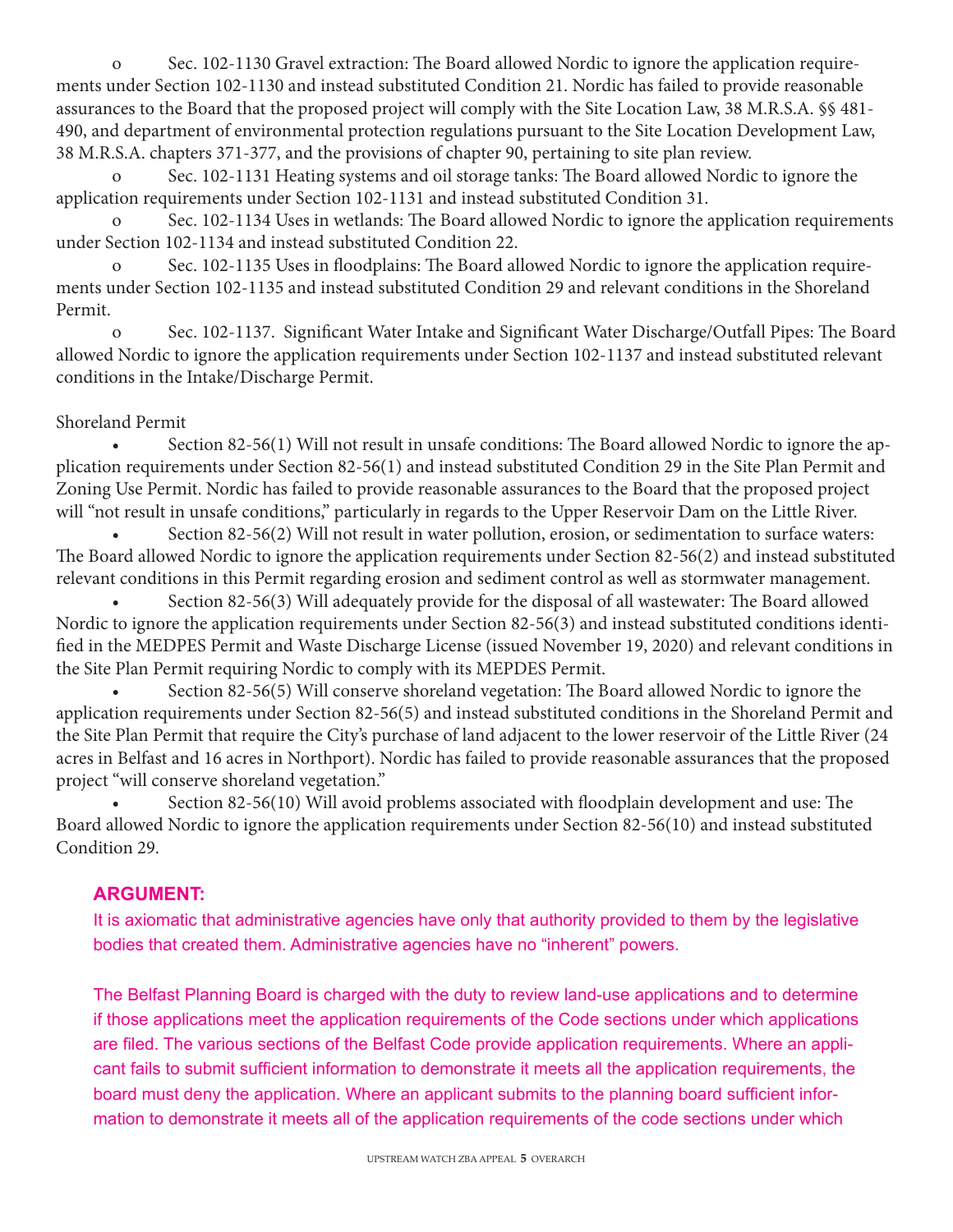- Sec. 102-1130 Gravel extraction: The Board allowed Nordic to ignore the application requirements under Section 102-1130 and instead substituted Condition 21. Nordic has failed to provide reasonable assurances to the Board that the proposed project will comply with the Site Location Law, 38 M.R.S.A. §§ 481-490, and department of environmental protection regulations pursuant to the Site Location Development Law, 38 M.R.S.A. chapters 371-377, and the provisions of chapter 90, pertaining to site plan review.
- Sec. 102-1131 Heating systems and oil storage tanks: The Board allowed Nordic to ignore the application requirements under Section 102-1131 and instead substituted Condition 31.
- Sec. 102-1134 Uses in wetlands: The Board allowed Nordic to ignore the application requirements under Section 102-1134 and instead substituted Condition 22.
- Sec. 102-1135 Uses in floodplains: The Board allowed Nordic to ignore the application requirements under Section 102-1135 and instead substituted Condition 29 and relevant conditions in the Shoreland Permit.
- Sec. 102-1137. Significant Water Intake and Significant Water Discharge/Outfall Pipes: The Board allowed Nordic to ignore the application requirements under Section 102-1137 and instead substituted relevant conditions in the Intake/Discharge Permit.

Shoreland Permit

- Section 82-56(1) Will not result in unsafe conditions: The Board allowed Nordic to ignore the application requirements under Section 82-56(1) and instead substituted Condition 29 in the Site Plan Permit and Zoning Use Permit. Nordic has failed to provide reasonable assurances to the Board that the proposed project will "not result in unsafe conditions," particularly in regards to the Upper Reservoir Dam on the Little River.
- Section 82-56(2) Will not result in water pollution, erosion, or sedimentation to surface waters: The Board allowed Nordic to ignore the application requirements under Section 82-56(2) and instead substituted relevant conditions in this Permit regarding erosion and sediment control as well as stormwater management.
- Section 82-56(3) Will adequately provide for the disposal of all wastewater: The Board allowed Nordic to ignore the application requirements under Section 82-56(3) and instead substituted conditions identified in the MEDPES Permit and Waste Discharge License (issued November 19, 2020) and relevant conditions in the Site Plan Permit requiring Nordic to comply with its MEPDES Permit.
- Section 82-56(5) Will conserve shoreland vegetation: The Board allowed Nordic to ignore the application requirements under Section 82-56(5) and instead substituted conditions in the Shoreland Permit and the Site Plan Permit that require the City's purchase of land adjacent to the lower reservoir of the Little River (24 acres in Belfast and 16 acres in Northport). Nordic has failed to provide reasonable assurances that the proposed project "will conserve shoreland vegetation."
- Section 82-56(10) Will avoid problems associated with floodplain development and use: The Board allowed Nordic to ignore the application requirements under Section 82-56(10) and instead substituted Condition 29.

## ARGUMENT:

It is axiomatic that administrative agencies have only that authority provided to them by the legislative bodies that created them. Administrative agencies have no "inherent" powers.

The Belfast Planning Board is charged with the duty to review land-use applications and to determine if those applications meet the application requirements of the Code sections under which applications are filed. The various sections of the Belfast Code provide application requirements. Where an applicant fails to submit sufficient information to demonstrate it meets all the application requirements, the board must deny the application. Where an applicant submits to the planning board sufficient information to demonstrate it meets all of the application requirements of the code sections under which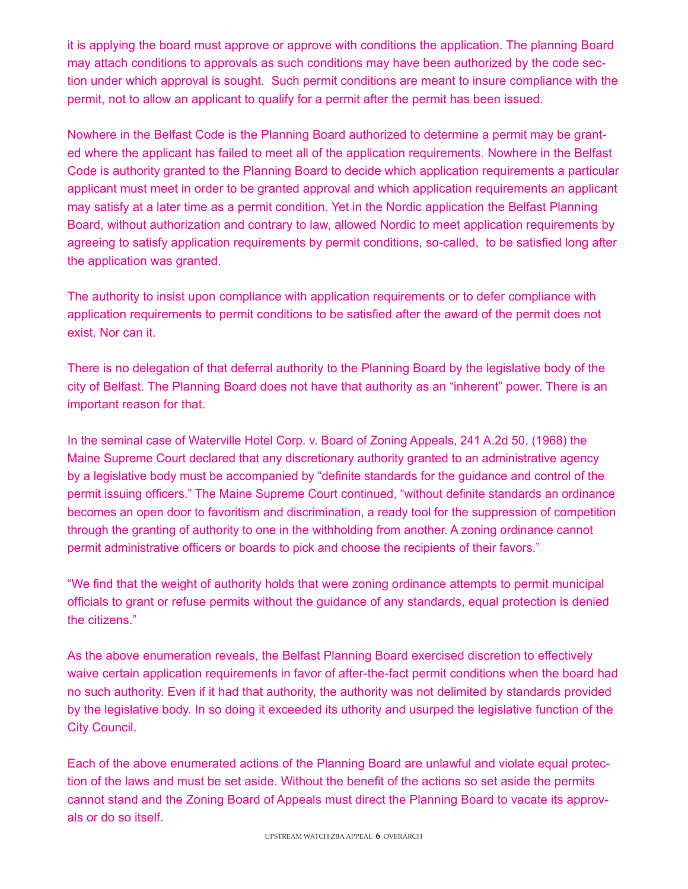it is applying the board must approve or approve with conditions the application. The planning Board may attach conditions to approvals as such conditions may have been authorized by the code section under which approval is sought.  Such permit conditions are meant to insure compliance with the permit, not to allow an applicant to qualify for a permit after the permit has been issued.

Nowhere in the Belfast Code is the Planning Board authorized to determine a permit may be granted where the applicant has failed to meet all of the application requirements. Nowhere in the Belfast Code is authority granted to the Planning Board to decide which application requirements a particular applicant must meet in order to be granted approval and which application requirements an applicant may satisfy at a later time as a permit condition. Yet in the Nordic application the Belfast Planning Board, without authorization and contrary to law, allowed Nordic to meet application requirements by agreeing to satisfy application requirements by permit conditions, so-called,  to be satisfied long after the application was granted.

The authority to insist upon compliance with application requirements or to defer compliance with application requirements to permit conditions to be satisfied after the award of the permit does not exist. Nor can it.

There is no delegation of that deferral authority to the Planning Board by the legislative body of the city of Belfast. The Planning Board does not have that authority as an "inherent" power. There is an important reason for that.

In the seminal case of Waterville Hotel Corp. v. Board of Zoning Appeals, 241 A.2d 50, (1968) the Maine Supreme Court declared that any discretionary authority granted to an administrative agency by a legislative body must be accompanied by "definite standards for the guidance and control of the permit issuing officers." The Maine Supreme Court continued, "without definite standards an ordinance becomes an open door to favoritism and discrimination, a ready tool for the suppression of competition through the granting of authority to one in the withholding from another. A zoning ordinance cannot permit administrative officers or boards to pick and choose the recipients of their favors."

"We find that the weight of authority holds that were zoning ordinance attempts to permit municipal officials to grant or refuse permits without the guidance of any standards, equal protection is denied the citizens."

As the above enumeration reveals, the Belfast Planning Board exercised discretion to effectively waive certain application requirements in favor of after-the-fact permit conditions when the board had no such authority. Even if it had that authority, the authority was not delimited by standards provided by the legislative body. In so doing it exceeded its uthority and usurped the legislative function of the City Council.

Each of the above enumerated actions of the Planning Board are unlawful and violate equal protection of the laws and must be set aside. Without the benefit of the actions so set aside the permits cannot stand and the Zoning Board of Appeals must direct the Planning Board to vacate its approvals or do so itself.